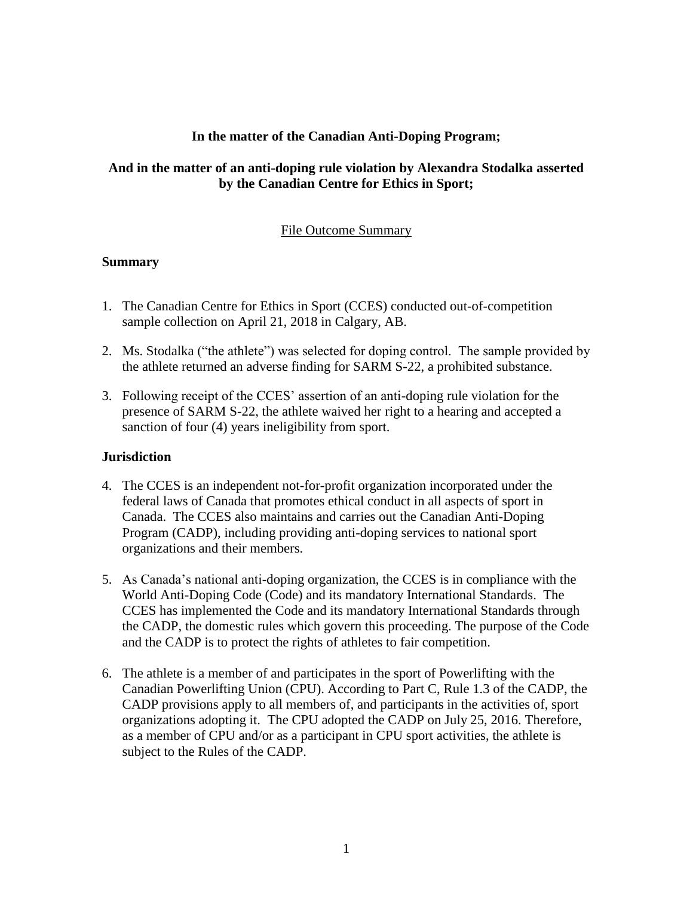**In the matter of the Canadian Anti-Doping Program;**

**And in the matter of an anti-doping rule violation by Alexandra Stodalka asserted by the Canadian Centre for Ethics in Sport;**

File Outcome Summary

## Summary

1. The Canadian Centre for Ethics in Sport (CCES) conducted out-of-competition sample collection on April 21, 2018 in Calgary, AB.

2. Ms. Stodalka ("the athlete") was selected for doping control. The sample provided by the athlete returned an adverse finding for SARM S-22, a prohibited substance.

3. Following receipt of the CCES' assertion of an anti-doping rule violation for the presence of SARM S-22, the athlete waived her right to a hearing and accepted a sanction of four (4) years ineligibility from sport.

## Jurisdiction

4. The CCES is an independent not-for-profit organization incorporated under the federal laws of Canada that promotes ethical conduct in all aspects of sport in Canada. The CCES also maintains and carries out the Canadian Anti-Doping Program (CADP), including providing anti-doping services to national sport organizations and their members.

5. As Canada's national anti-doping organization, the CCES is in compliance with the World Anti-Doping Code (Code) and its mandatory International Standards. The CCES has implemented the Code and its mandatory International Standards through the CADP, the domestic rules which govern this proceeding. The purpose of the Code and the CADP is to protect the rights of athletes to fair competition.

6. The athlete is a member of and participates in the sport of Powerlifting with the Canadian Powerlifting Union (CPU). According to Part C, Rule 1.3 of the CADP, the CADP provisions apply to all members of, and participants in the activities of, sport organizations adopting it. The CPU adopted the CADP on July 25, 2016. Therefore, as a member of CPU and/or as a participant in CPU sport activities, the athlete is subject to the Rules of the CADP.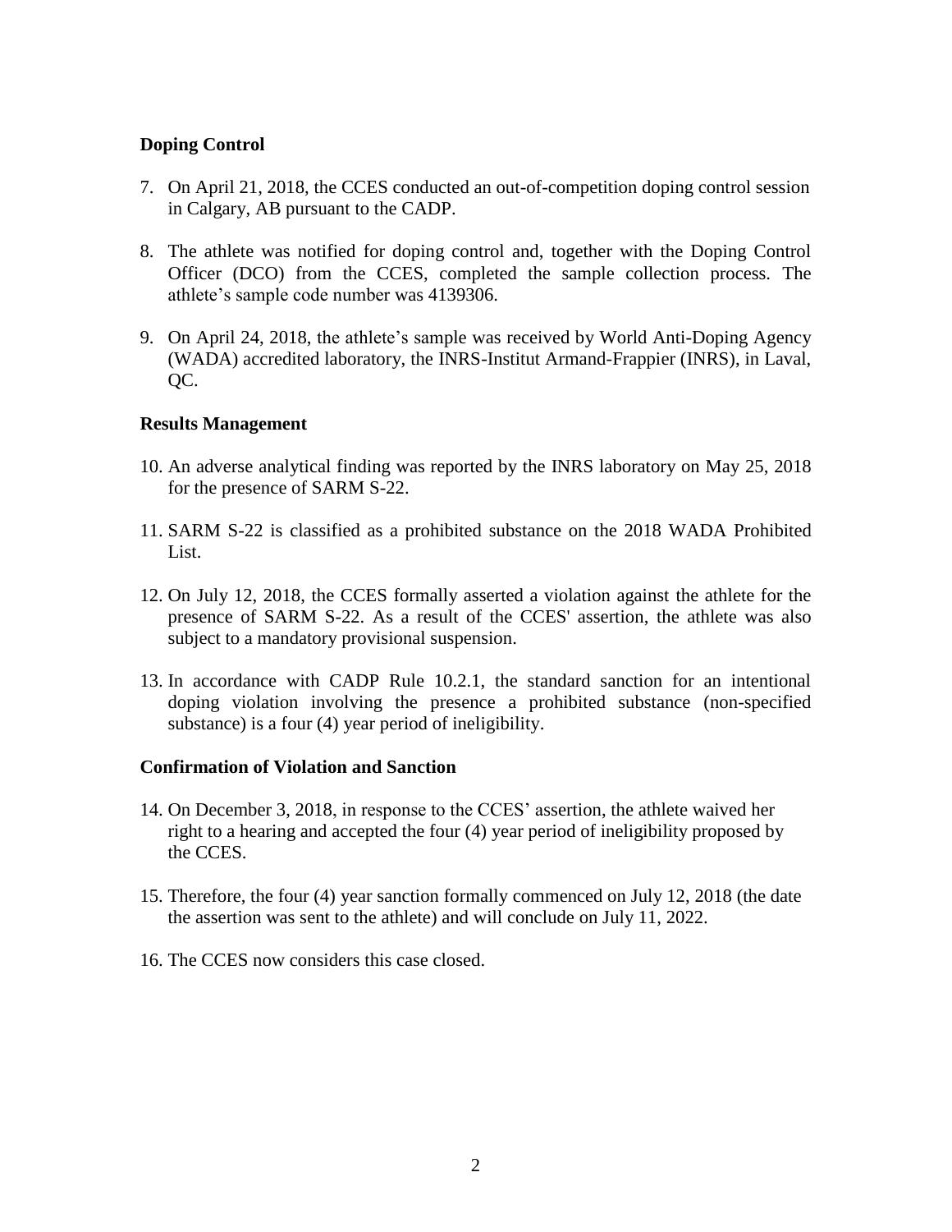## Doping Control

7. On April 21, 2018, the CCES conducted an out-of-competition doping control session in Calgary, AB pursuant to the CADP.

8. The athlete was notified for doping control and, together with the Doping Control Officer (DCO) from the CCES, completed the sample collection process. The athlete's sample code number was 4139306.

9. On April 24, 2018, the athlete's sample was received by World Anti-Doping Agency (WADA) accredited laboratory, the INRS-Institut Armand-Frappier (INRS), in Laval, QC.

## Results Management

10. An adverse analytical finding was reported by the INRS laboratory on May 25, 2018 for the presence of SARM S-22.

11. SARM S-22 is classified as a prohibited substance on the 2018 WADA Prohibited List.

12. On July 12, 2018, the CCES formally asserted a violation against the athlete for the presence of SARM S-22. As a result of the CCES' assertion, the athlete was also subject to a mandatory provisional suspension.

13. In accordance with CADP Rule 10.2.1, the standard sanction for an intentional doping violation involving the presence a prohibited substance (non-specified substance) is a four (4) year period of ineligibility.

## Confirmation of Violation and Sanction

14. On December 3, 2018, in response to the CCES' assertion, the athlete waived her right to a hearing and accepted the four (4) year period of ineligibility proposed by the CCES.

15. Therefore, the four (4) year sanction formally commenced on July 12, 2018 (the date the assertion was sent to the athlete) and will conclude on July 11, 2022.

16. The CCES now considers this case closed.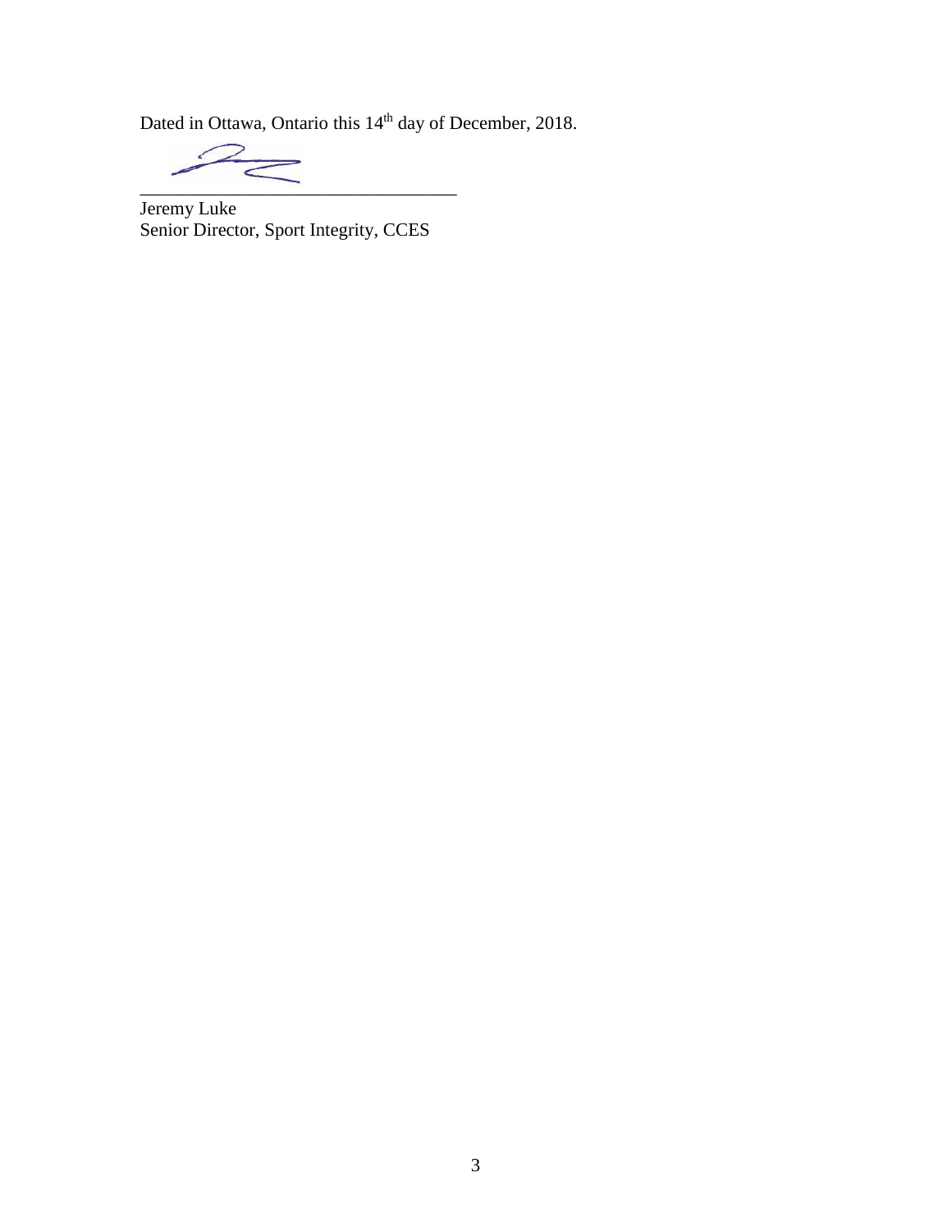Dated in Ottawa, Ontario this 14th day of December, 2018.

\_\_\_\_\_\_\_\_\_\_\_\_\_\_\_\_\_\_\_\_\_\_\_\_\_\_\_\_\_\_\_\_\_\_\_

Jeremy Luke
Senior Director, Sport Integrity, CCES